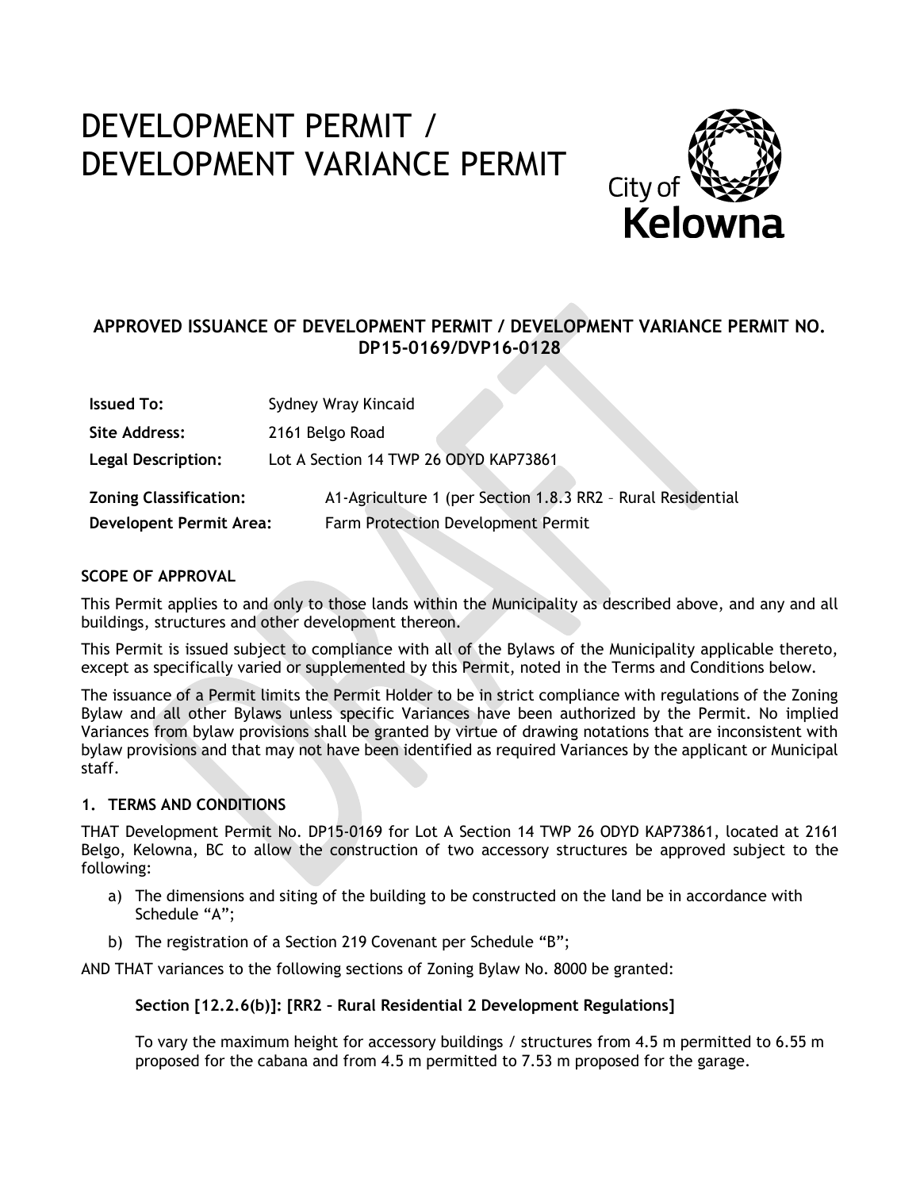# DEVELOPMENT PERMIT / DEVELOPMENT VARIANCE PERMIT

City of Kelowna

## APPROVED ISSUANCE OF DEVELOPMENT PERMIT / DEVELOPMENT VARIANCE PERMIT NO. DP15-0169/DVP16-0128

| | |
|---|---|
| **Issued To:** | Sydney Wray Kincaid |
| **Site Address:** | 2161 Belgo Road |
| **Legal Description:** | Lot A Section 14 TWP 26 ODYD KAP73861 |
| **Zoning Classification:** | A1-Agriculture 1 (per Section 1.8.3 RR2 – Rural Residential |
| **Developent Permit Area:** | Farm Protection Development Permit |

**SCOPE OF APPROVAL**

This Permit applies to and only to those lands within the Municipality as described above, and any and all buildings, structures and other development thereon.

This Permit is issued subject to compliance with all of the Bylaws of the Municipality applicable thereto, except as specifically varied or supplemented by this Permit, noted in the Terms and Conditions below.

The issuance of a Permit limits the Permit Holder to be in strict compliance with regulations of the Zoning Bylaw and all other Bylaws unless specific Variances have been authorized by the Permit. No implied Variances from bylaw provisions shall be granted by virtue of drawing notations that are inconsistent with bylaw provisions and that may not have been identified as required Variances by the applicant or Municipal staff.

**1. TERMS AND CONDITIONS**

THAT Development Permit No. DP15-0169 for Lot A Section 14 TWP 26 ODYD KAP73861, located at 2161 Belgo, Kelowna, BC to allow the construction of two accessory structures be approved subject to the following:

a) The dimensions and siting of the building to be constructed on the land be in accordance with Schedule "A";

b) The registration of a Section 219 Covenant per Schedule "B";

AND THAT variances to the following sections of Zoning Bylaw No. 8000 be granted:

**Section [12.2.6(b)]: [RR2 – Rural Residential 2 Development Regulations]**

To vary the maximum height for accessory buildings / structures from 4.5 m permitted to 6.55 m proposed for the cabana and from 4.5 m permitted to 7.53 m proposed for the garage.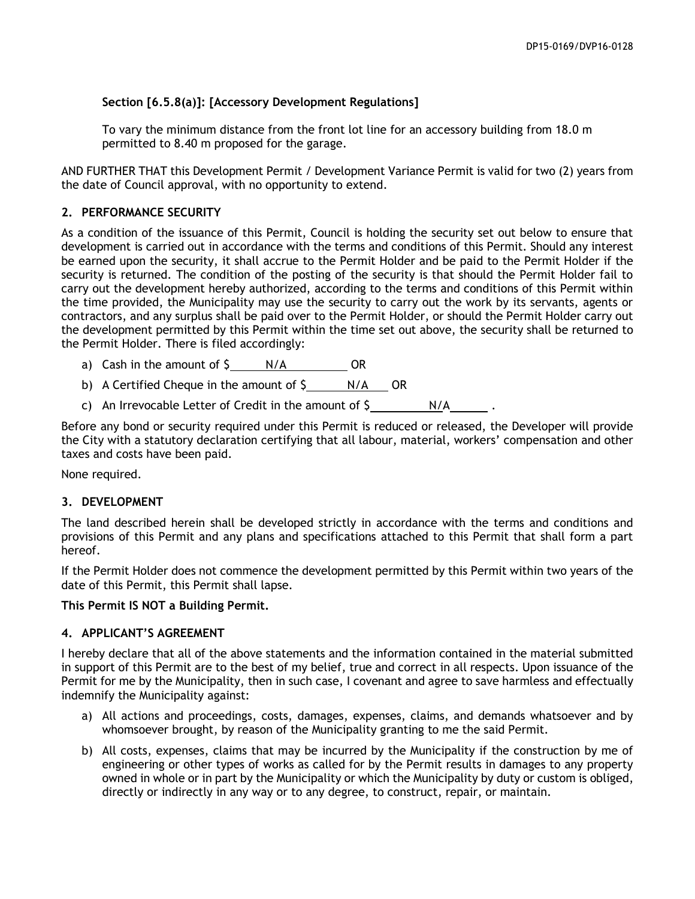**Section [6.5.8(a)]: [Accessory Development Regulations]**

To vary the minimum distance from the front lot line for an accessory building from 18.0 m permitted to 8.40 m proposed for the garage.

AND FURTHER THAT this Development Permit / Development Variance Permit is valid for two (2) years from the date of Council approval, with no opportunity to extend.

## 2. PERFORMANCE SECURITY

As a condition of the issuance of this Permit, Council is holding the security set out below to ensure that development is carried out in accordance with the terms and conditions of this Permit. Should any interest be earned upon the security, it shall accrue to the Permit Holder and be paid to the Permit Holder if the security is returned. The condition of the posting of the security is that should the Permit Holder fail to carry out the development hereby authorized, according to the terms and conditions of this Permit within the time provided, the Municipality may use the security to carry out the work by its servants, agents or contractors, and any surplus shall be paid over to the Permit Holder, or should the Permit Holder carry out the development permitted by this Permit within the time set out above, the security shall be returned to the Permit Holder. There is filed accordingly:

a) Cash in the amount of $ N/A OR

b) A Certified Cheque in the amount of $ N/A OR

c) An Irrevocable Letter of Credit in the amount of $ N/A .

Before any bond or security required under this Permit is reduced or released, the Developer will provide the City with a statutory declaration certifying that all labour, material, workers' compensation and other taxes and costs have been paid.

None required.

## 3. DEVELOPMENT

The land described herein shall be developed strictly in accordance with the terms and conditions and provisions of this Permit and any plans and specifications attached to this Permit that shall form a part hereof.

If the Permit Holder does not commence the development permitted by this Permit within two years of the date of this Permit, this Permit shall lapse.

**This Permit IS NOT a Building Permit.**

## 4. APPLICANT'S AGREEMENT

I hereby declare that all of the above statements and the information contained in the material submitted in support of this Permit are to the best of my belief, true and correct in all respects. Upon issuance of the Permit for me by the Municipality, then in such case, I covenant and agree to save harmless and effectually indemnify the Municipality against:

a) All actions and proceedings, costs, damages, expenses, claims, and demands whatsoever and by whomsoever brought, by reason of the Municipality granting to me the said Permit.

b) All costs, expenses, claims that may be incurred by the Municipality if the construction by me of engineering or other types of works as called for by the Permit results in damages to any property owned in whole or in part by the Municipality or which the Municipality by duty or custom is obliged, directly or indirectly in any way or to any degree, to construct, repair, or maintain.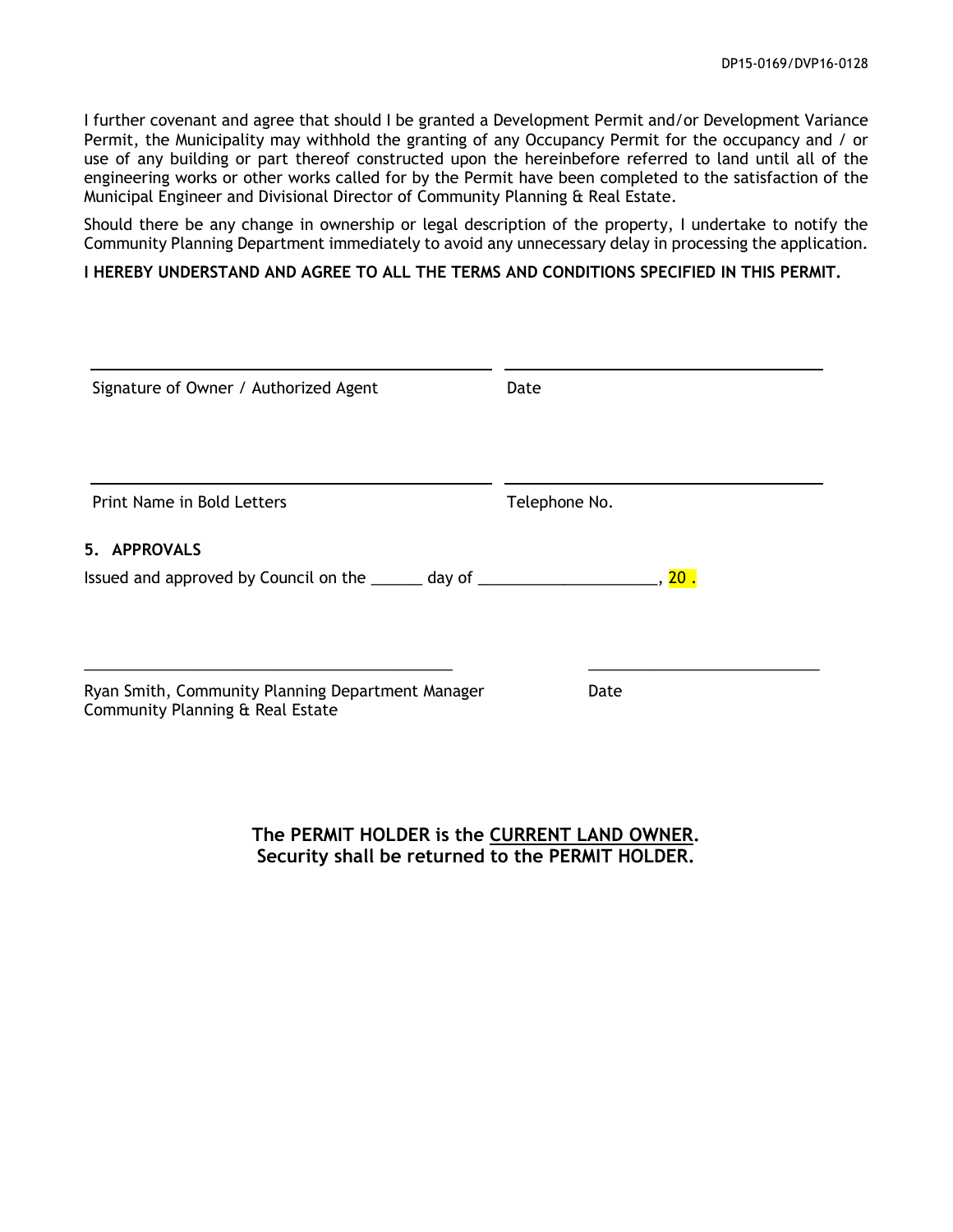I further covenant and agree that should I be granted a Development Permit and/or Development Variance Permit, the Municipality may withhold the granting of any Occupancy Permit for the occupancy and / or use of any building or part thereof constructed upon the hereinbefore referred to land until all of the engineering works or other works called for by the Permit have been completed to the satisfaction of the Municipal Engineer and Divisional Director of Community Planning & Real Estate.

Should there be any change in ownership or legal description of the property, I undertake to notify the Community Planning Department immediately to avoid any unnecessary delay in processing the application.

**I HEREBY UNDERSTAND AND AGREE TO ALL THE TERMS AND CONDITIONS SPECIFIED IN THIS PERMIT.**

\_\_\_\_\_\_\_\_\_\_\_\_\_\_\_\_\_\_\_\_\_\_\_\_\_\_\_\_\_\_\_\_\_\_\_\_ \_\_\_\_\_\_\_\_\_\_\_\_\_\_\_\_\_\_\_\_\_\_\_\_\_\_\_\_

Signature of Owner / Authorized Agent Date

\_\_\_\_\_\_\_\_\_\_\_\_\_\_\_\_\_\_\_\_\_\_\_\_\_\_\_\_\_\_\_\_\_\_\_\_ \_\_\_\_\_\_\_\_\_\_\_\_\_\_\_\_\_\_\_\_\_\_\_\_\_\_\_\_

Print Name in Bold Letters Telephone No.

## 5. APPROVALS

Issued and approved by Council on the ______ day of ____________________, 20 .

\_\_\_\_\_\_\_\_\_\_\_\_\_\_\_\_\_\_\_\_\_\_\_\_\_\_\_\_\_\_\_\_\_\_\_\_ \_\_\_\_\_\_\_\_\_\_\_\_\_\_\_\_\_\_\_\_\_\_\_\_\_\_\_\_

Ryan Smith, Community Planning Department Manager Date
Community Planning & Real Estate

**The PERMIT HOLDER is the <u>CURRENT LAND OWNER</u>.**
**Security shall be returned to the PERMIT HOLDER.**